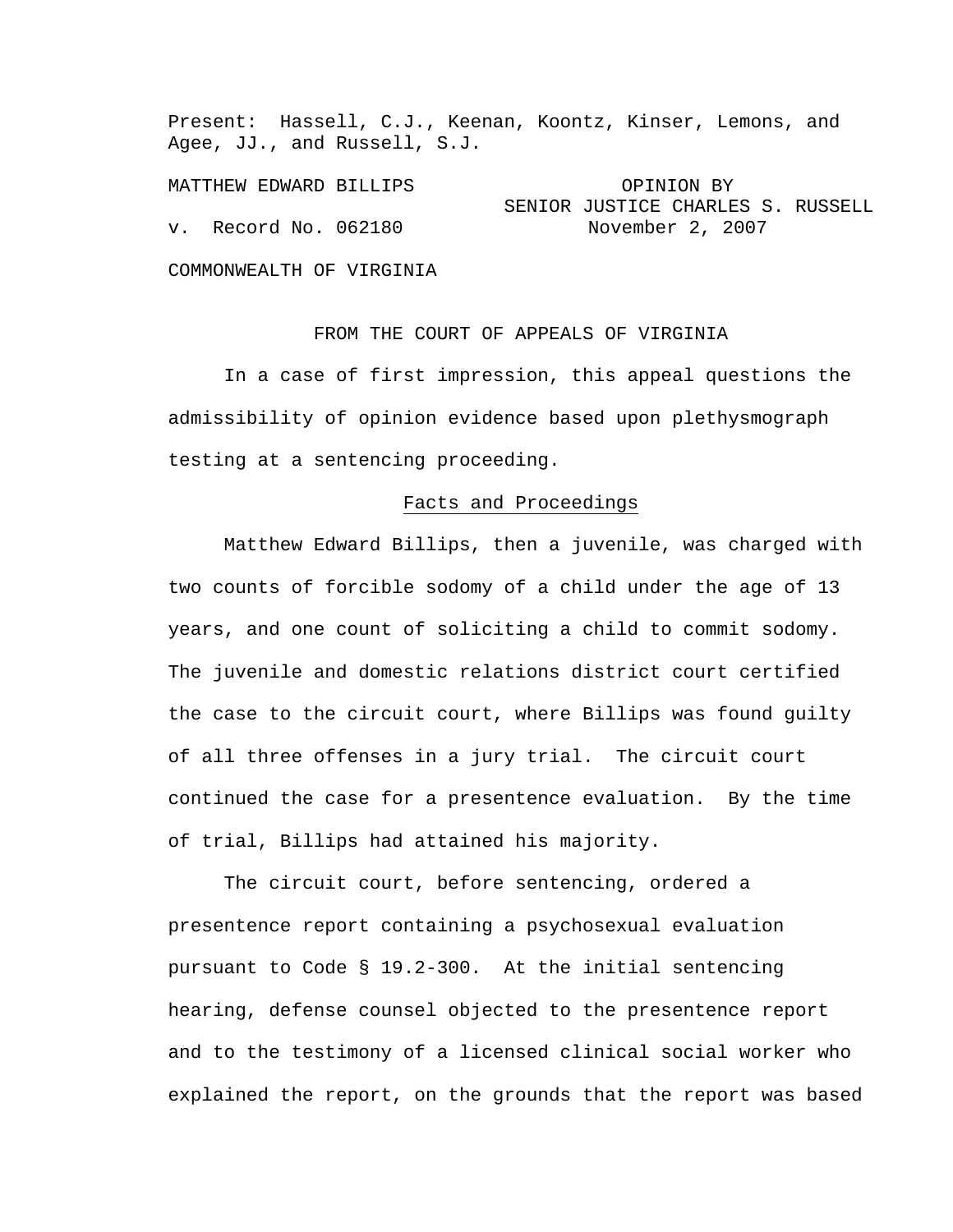Present: Hassell, C.J., Keenan, Koontz, Kinser, Lemons, and Agee, JJ., and Russell, S.J.

MATTHEW EDWARD BILLIPS

v. Record No. 062180

COMMONWEALTH OF VIRGINIA

OPINION BY SENIOR JUSTICE CHARLES S. RUSSELL
November 2, 2007

FROM THE COURT OF APPEALS OF VIRGINIA

In a case of first impression, this appeal questions the admissibility of opinion evidence based upon plethysmograph testing at a sentencing proceeding.

## Facts and Proceedings

Matthew Edward Billips, then a juvenile, was charged with two counts of forcible sodomy of a child under the age of 13 years, and one count of soliciting a child to commit sodomy. The juvenile and domestic relations district court certified the case to the circuit court, where Billips was found guilty of all three offenses in a jury trial. The circuit court continued the case for a presentence evaluation. By the time of trial, Billips had attained his majority.

The circuit court, before sentencing, ordered a presentence report containing a psychosexual evaluation pursuant to Code § 19.2-300. At the initial sentencing hearing, defense counsel objected to the presentence report and to the testimony of a licensed clinical social worker who explained the report, on the grounds that the report was based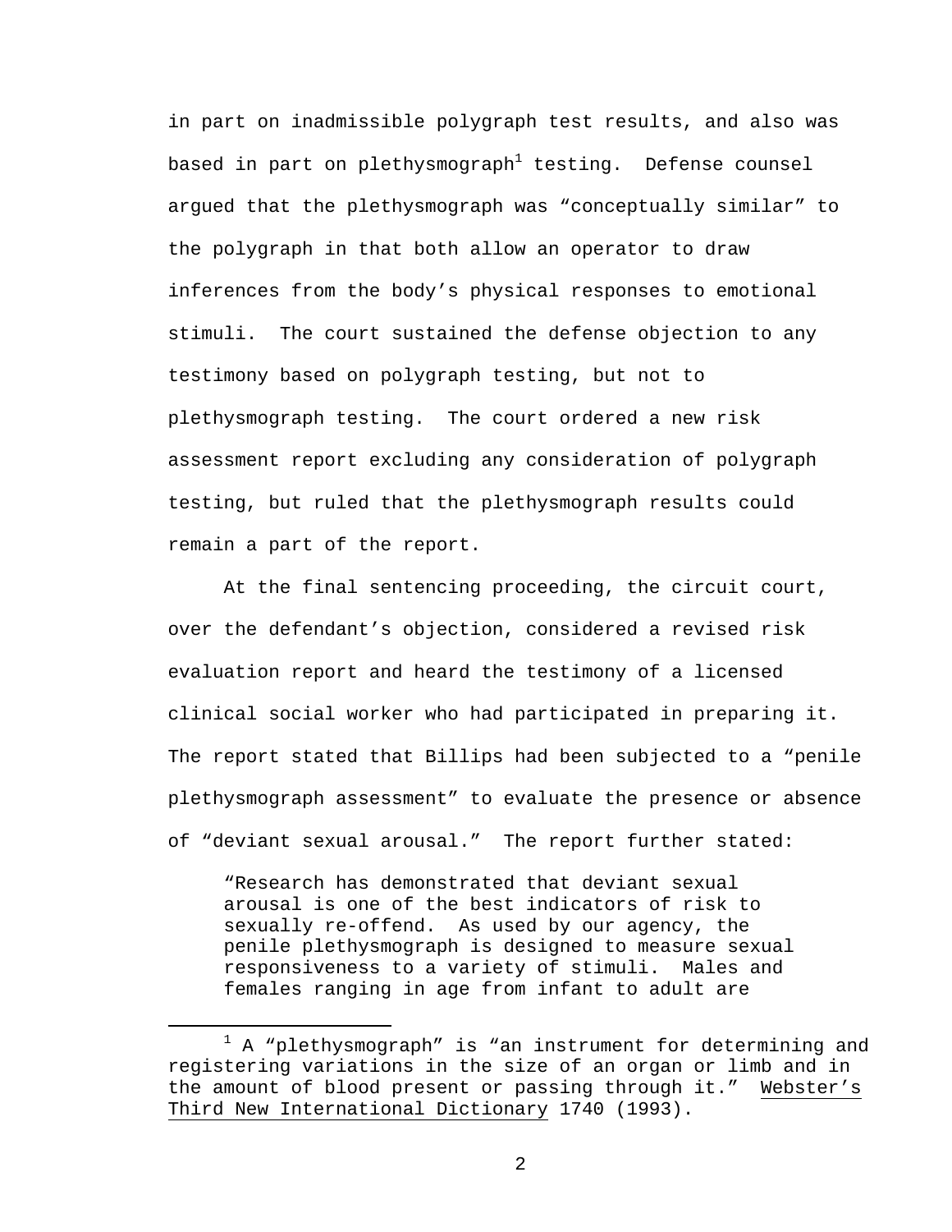in part on inadmissible polygraph test results, and also was based in part on plethysmograph[1] testing. Defense counsel argued that the plethysmograph was "conceptually similar" to the polygraph in that both allow an operator to draw inferences from the body's physical responses to emotional stimuli. The court sustained the defense objection to any testimony based on polygraph testing, but not to plethysmograph testing. The court ordered a new risk assessment report excluding any consideration of polygraph testing, but ruled that the plethysmograph results could remain a part of the report.

At the final sentencing proceeding, the circuit court, over the defendant's objection, considered a revised risk evaluation report and heard the testimony of a licensed clinical social worker who had participated in preparing it. The report stated that Billips had been subjected to a "penile plethysmograph assessment" to evaluate the presence or absence of "deviant sexual arousal." The report further stated:

> "Research has demonstrated that deviant sexual arousal is one of the best indicators of risk to sexually re-offend. As used by our agency, the penile plethysmograph is designed to measure sexual responsiveness to a variety of stimuli. Males and females ranging in age from infant to adult are

---

[1] A "plethysmograph" is "an instrument for determining and registering variations in the size of an organ or limb and in the amount of blood present or passing through it." Webster's Third New International Dictionary 1740 (1993).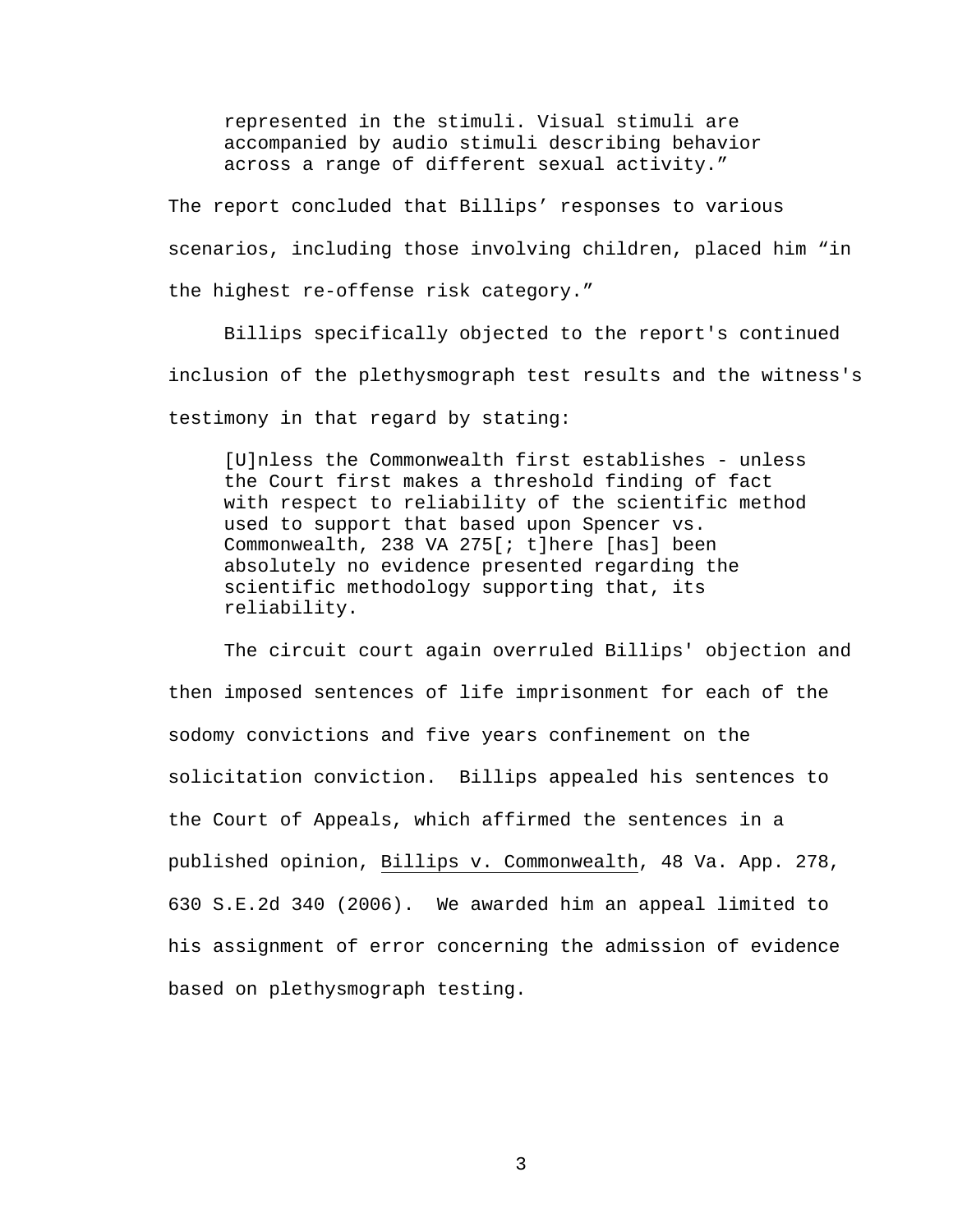> represented in the stimuli. Visual stimuli are accompanied by audio stimuli describing behavior across a range of different sexual activity."

The report concluded that Billips' responses to various scenarios, including those involving children, placed him "in the highest re-offense risk category."

Billips specifically objected to the report's continued inclusion of the plethysmograph test results and the witness's testimony in that regard by stating:

> [U]nless the Commonwealth first establishes - unless the Court first makes a threshold finding of fact with respect to reliability of the scientific method used to support that based upon Spencer vs. Commonwealth, 238 VA 275[; t]here [has] been absolutely no evidence presented regarding the scientific methodology supporting that, its reliability.

The circuit court again overruled Billips' objection and then imposed sentences of life imprisonment for each of the sodomy convictions and five years confinement on the solicitation conviction. Billips appealed his sentences to the Court of Appeals, which affirmed the sentences in a published opinion, Billips v. Commonwealth, 48 Va. App. 278, 630 S.E.2d 340 (2006). We awarded him an appeal limited to his assignment of error concerning the admission of evidence based on plethysmograph testing.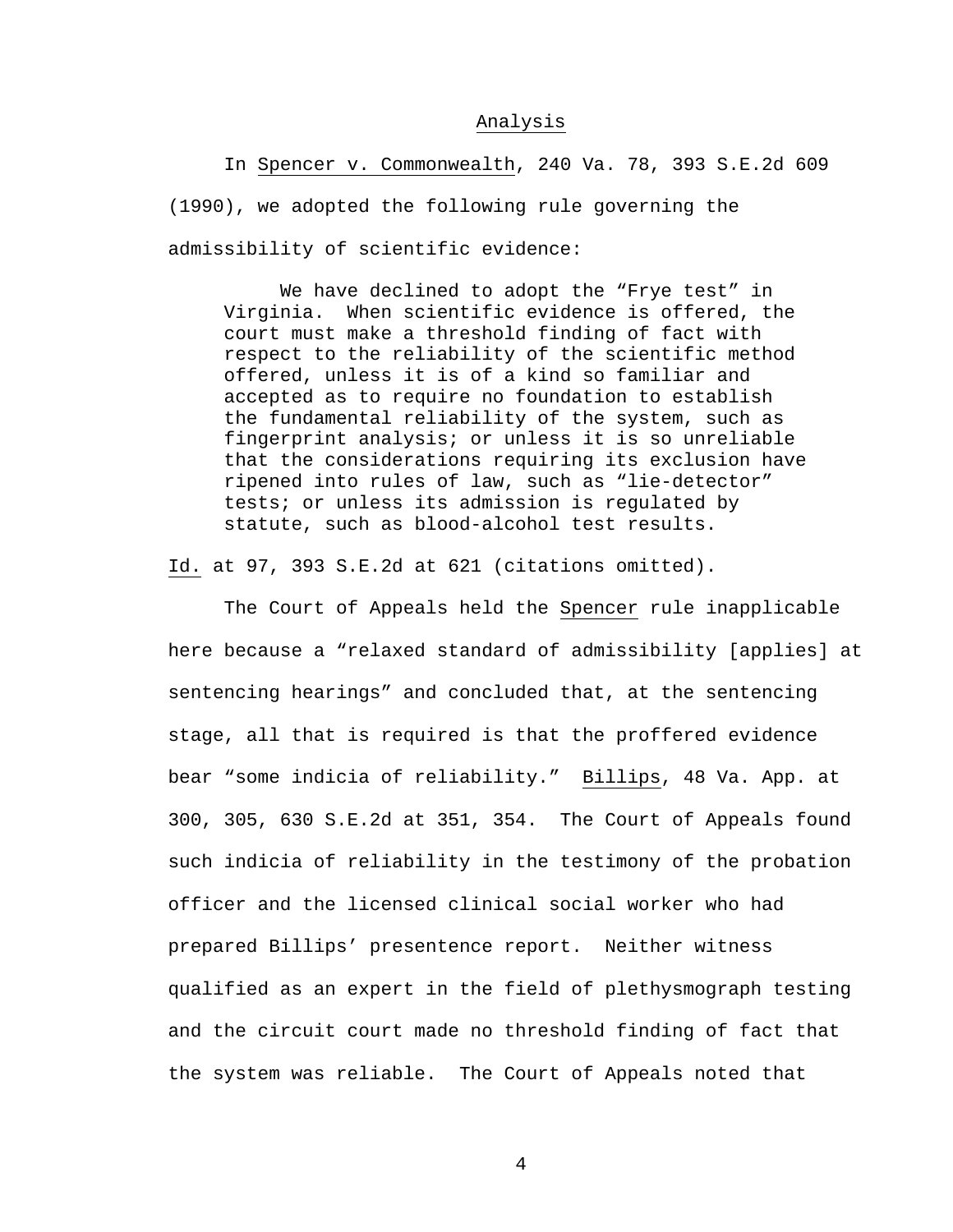## Analysis

In Spencer v. Commonwealth, 240 Va. 78, 393 S.E.2d 609 (1990), we adopted the following rule governing the admissibility of scientific evidence:

> We have declined to adopt the "Frye test" in Virginia. When scientific evidence is offered, the court must make a threshold finding of fact with respect to the reliability of the scientific method offered, unless it is of a kind so familiar and accepted as to require no foundation to establish the fundamental reliability of the system, such as fingerprint analysis; or unless it is so unreliable that the considerations requiring its exclusion have ripened into rules of law, such as "lie-detector" tests; or unless its admission is regulated by statute, such as blood-alcohol test results.

Id. at 97, 393 S.E.2d at 621 (citations omitted).

The Court of Appeals held the Spencer rule inapplicable here because a "relaxed standard of admissibility [applies] at sentencing hearings" and concluded that, at the sentencing stage, all that is required is that the proffered evidence bear "some indicia of reliability." Billips, 48 Va. App. at 300, 305, 630 S.E.2d at 351, 354. The Court of Appeals found such indicia of reliability in the testimony of the probation officer and the licensed clinical social worker who had prepared Billips' presentence report. Neither witness qualified as an expert in the field of plethysmograph testing and the circuit court made no threshold finding of fact that the system was reliable. The Court of Appeals noted that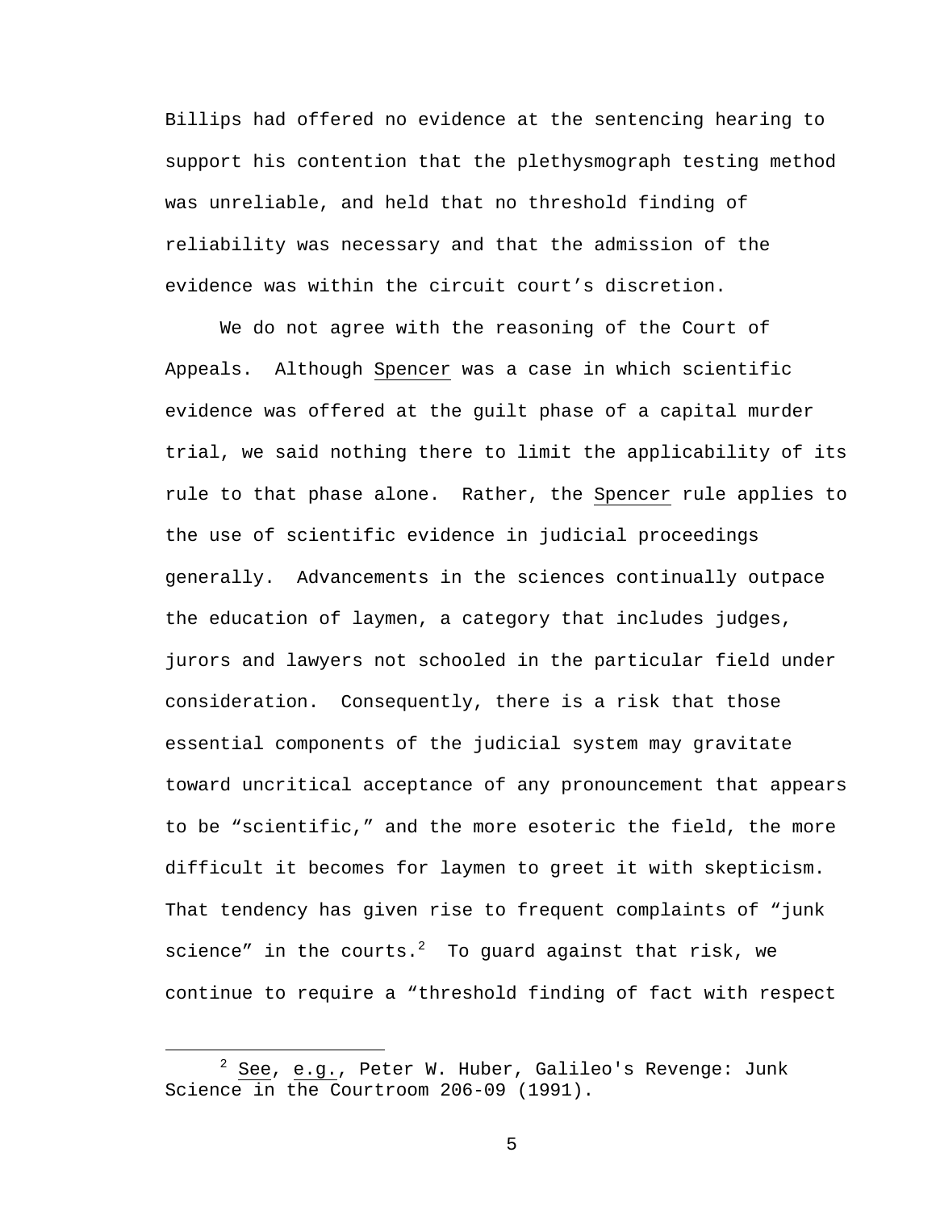Billips had offered no evidence at the sentencing hearing to support his contention that the plethysmograph testing method was unreliable, and held that no threshold finding of reliability was necessary and that the admission of the evidence was within the circuit court's discretion.

We do not agree with the reasoning of the Court of Appeals. Although Spencer was a case in which scientific evidence was offered at the guilt phase of a capital murder trial, we said nothing there to limit the applicability of its rule to that phase alone. Rather, the Spencer rule applies to the use of scientific evidence in judicial proceedings generally. Advancements in the sciences continually outpace the education of laymen, a category that includes judges, jurors and lawyers not schooled in the particular field under consideration. Consequently, there is a risk that those essential components of the judicial system may gravitate toward uncritical acceptance of any pronouncement that appears to be "scientific," and the more esoteric the field, the more difficult it becomes for laymen to greet it with skepticism. That tendency has given rise to frequent complaints of "junk science" in the courts.[2] To guard against that risk, we continue to require a "threshold finding of fact with respect

[2] See, e.g., Peter W. Huber, Galileo's Revenge: Junk Science in the Courtroom 206-09 (1991).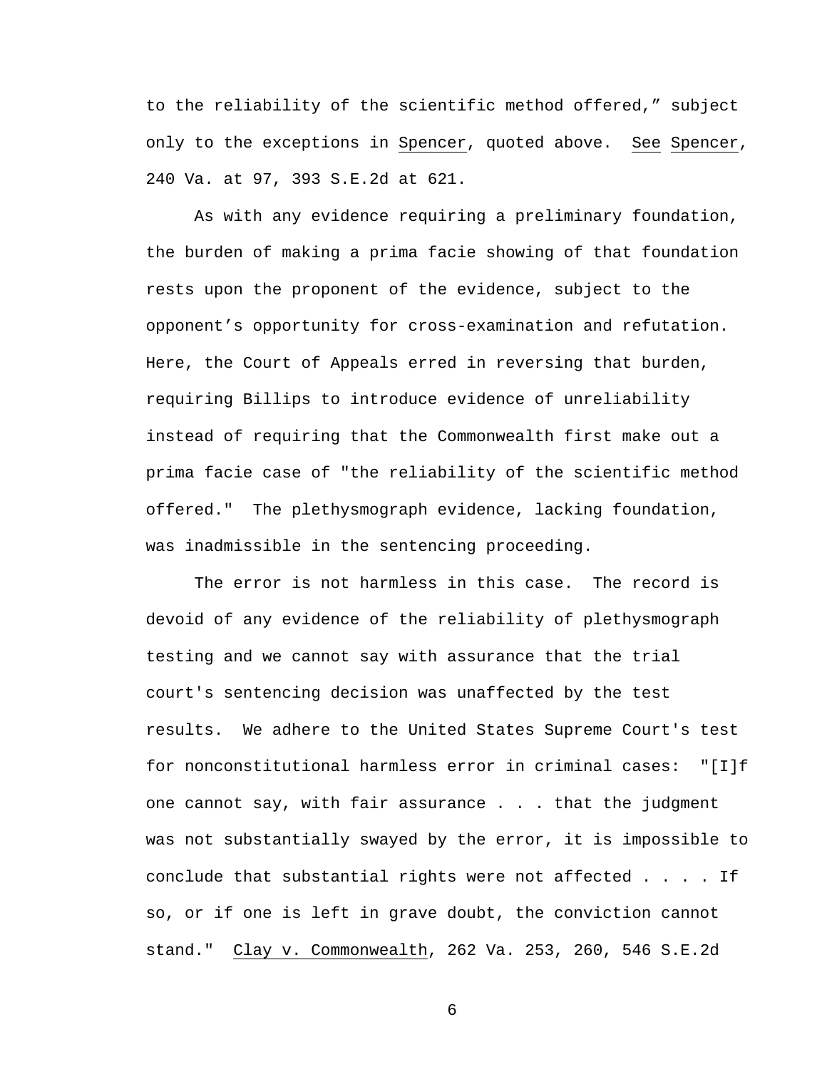to the reliability of the scientific method offered," subject only to the exceptions in Spencer, quoted above. See Spencer, 240 Va. at 97, 393 S.E.2d at 621.

As with any evidence requiring a preliminary foundation, the burden of making a prima facie showing of that foundation rests upon the proponent of the evidence, subject to the opponent's opportunity for cross-examination and refutation. Here, the Court of Appeals erred in reversing that burden, requiring Billips to introduce evidence of unreliability instead of requiring that the Commonwealth first make out a prima facie case of "the reliability of the scientific method offered." The plethysmograph evidence, lacking foundation, was inadmissible in the sentencing proceeding.

The error is not harmless in this case. The record is devoid of any evidence of the reliability of plethysmograph testing and we cannot say with assurance that the trial court's sentencing decision was unaffected by the test results. We adhere to the United States Supreme Court's test for nonconstitutional harmless error in criminal cases: "[I]f one cannot say, with fair assurance . . . that the judgment was not substantially swayed by the error, it is impossible to conclude that substantial rights were not affected . . . . If so, or if one is left in grave doubt, the conviction cannot stand." Clay v. Commonwealth, 262 Va. 253, 260, 546 S.E.2d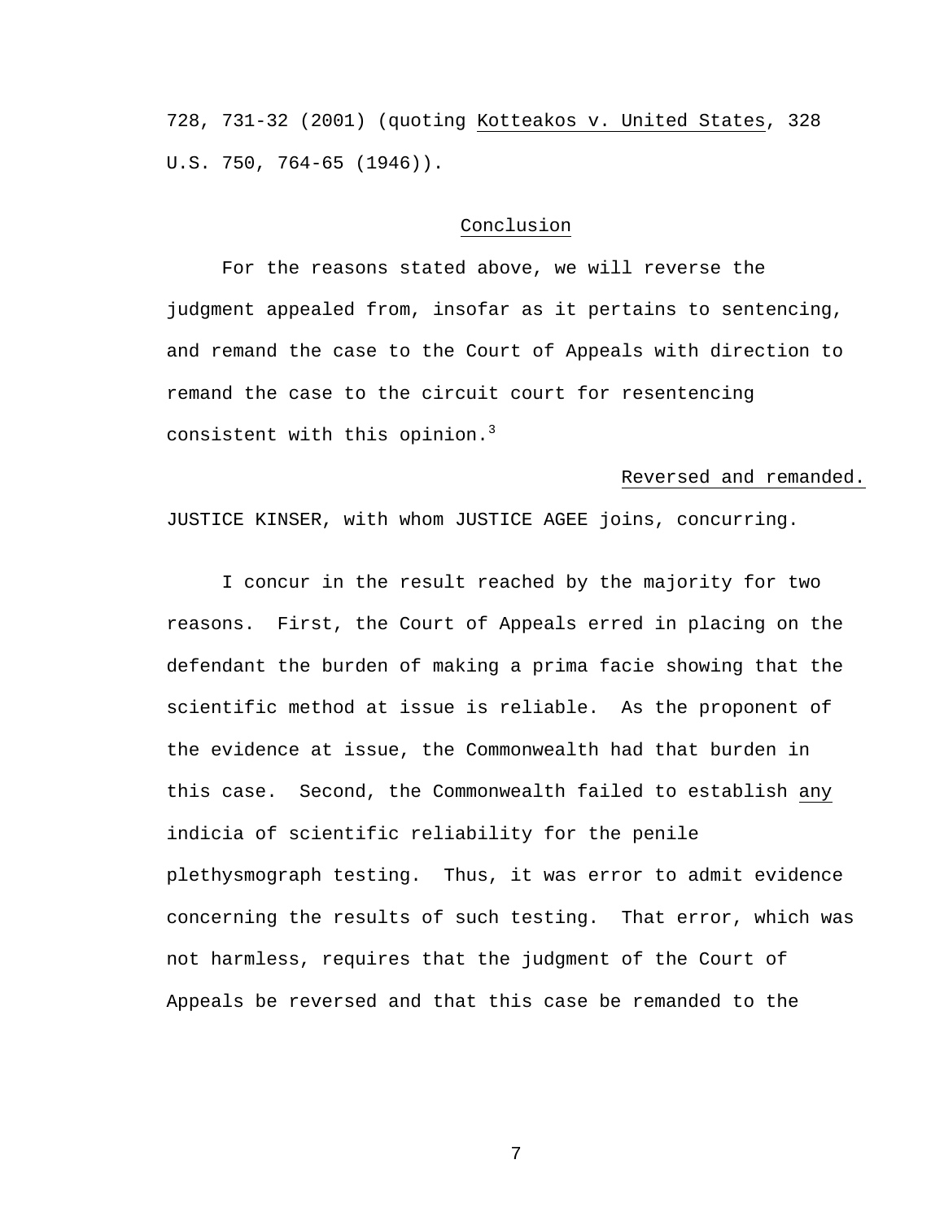728, 731-32 (2001) (quoting Kotteakos v. United States, 328 U.S. 750, 764-65 (1946)).

## Conclusion

For the reasons stated above, we will reverse the judgment appealed from, insofar as it pertains to sentencing, and remand the case to the Court of Appeals with direction to remand the case to the circuit court for resentencing consistent with this opinion.[3]

Reversed and remanded.

JUSTICE KINSER, with whom JUSTICE AGEE joins, concurring.

I concur in the result reached by the majority for two reasons. First, the Court of Appeals erred in placing on the defendant the burden of making a prima facie showing that the scientific method at issue is reliable. As the proponent of the evidence at issue, the Commonwealth had that burden in this case. Second, the Commonwealth failed to establish any indicia of scientific reliability for the penile plethysmograph testing. Thus, it was error to admit evidence concerning the results of such testing. That error, which was not harmless, requires that the judgment of the Court of Appeals be reversed and that this case be remanded to the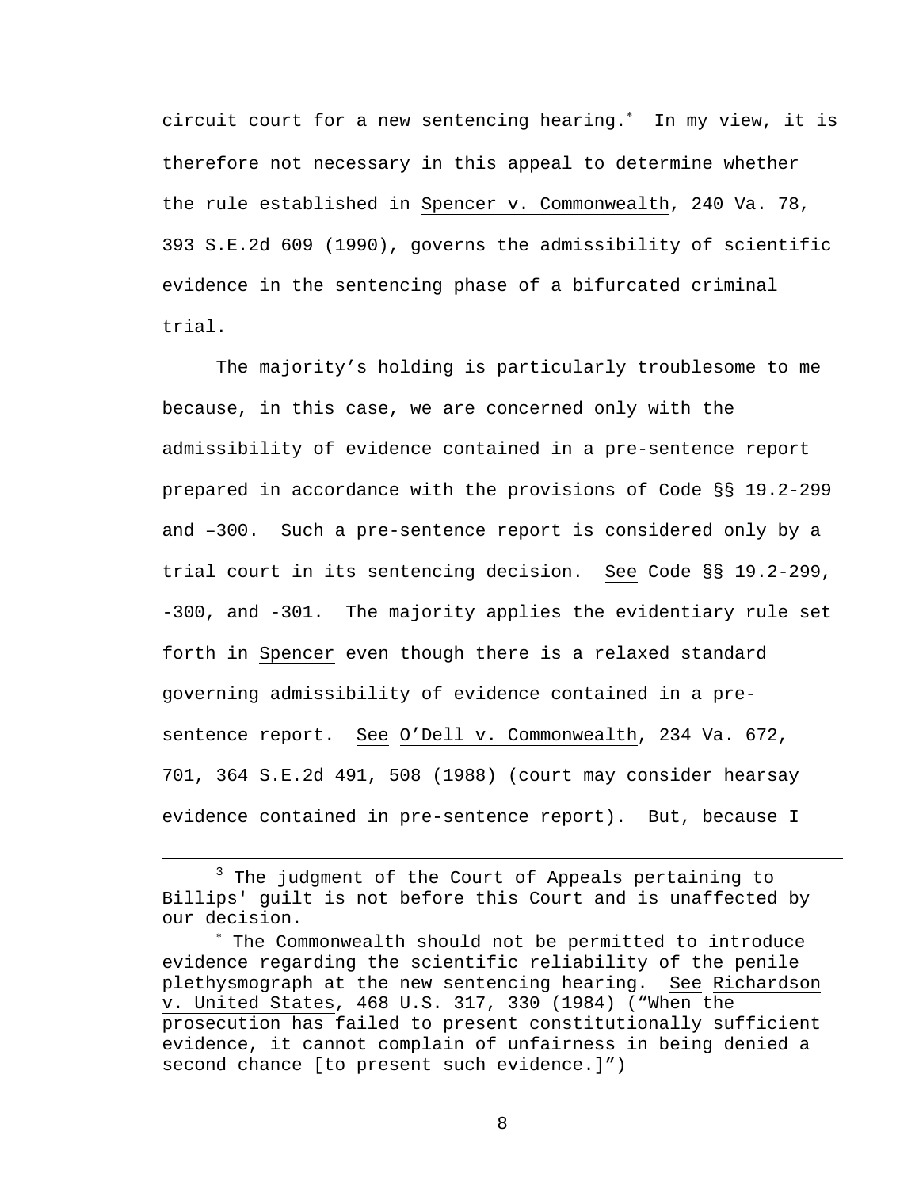circuit court for a new sentencing hearing.[*] In my view, it is therefore not necessary in this appeal to determine whether the rule established in Spencer v. Commonwealth, 240 Va. 78, 393 S.E.2d 609 (1990), governs the admissibility of scientific evidence in the sentencing phase of a bifurcated criminal trial.

The majority's holding is particularly troublesome to me because, in this case, we are concerned only with the admissibility of evidence contained in a pre-sentence report prepared in accordance with the provisions of Code §§ 19.2-299 and –300. Such a pre-sentence report is considered only by a trial court in its sentencing decision. See Code §§ 19.2-299, -300, and -301. The majority applies the evidentiary rule set forth in Spencer even though there is a relaxed standard governing admissibility of evidence contained in a pre-sentence report. See O'Dell v. Commonwealth, 234 Va. 672, 701, 364 S.E.2d 491, 508 (1988) (court may consider hearsay evidence contained in pre-sentence report). But, because I

---

[3] The judgment of the Court of Appeals pertaining to Billips' guilt is not before this Court and is unaffected by our decision.

[*] The Commonwealth should not be permitted to introduce evidence regarding the scientific reliability of the penile plethysmograph at the new sentencing hearing. See Richardson v. United States, 468 U.S. 317, 330 (1984) ("When the prosecution has failed to present constitutionally sufficient evidence, it cannot complain of unfairness in being denied a second chance [to present such evidence.]")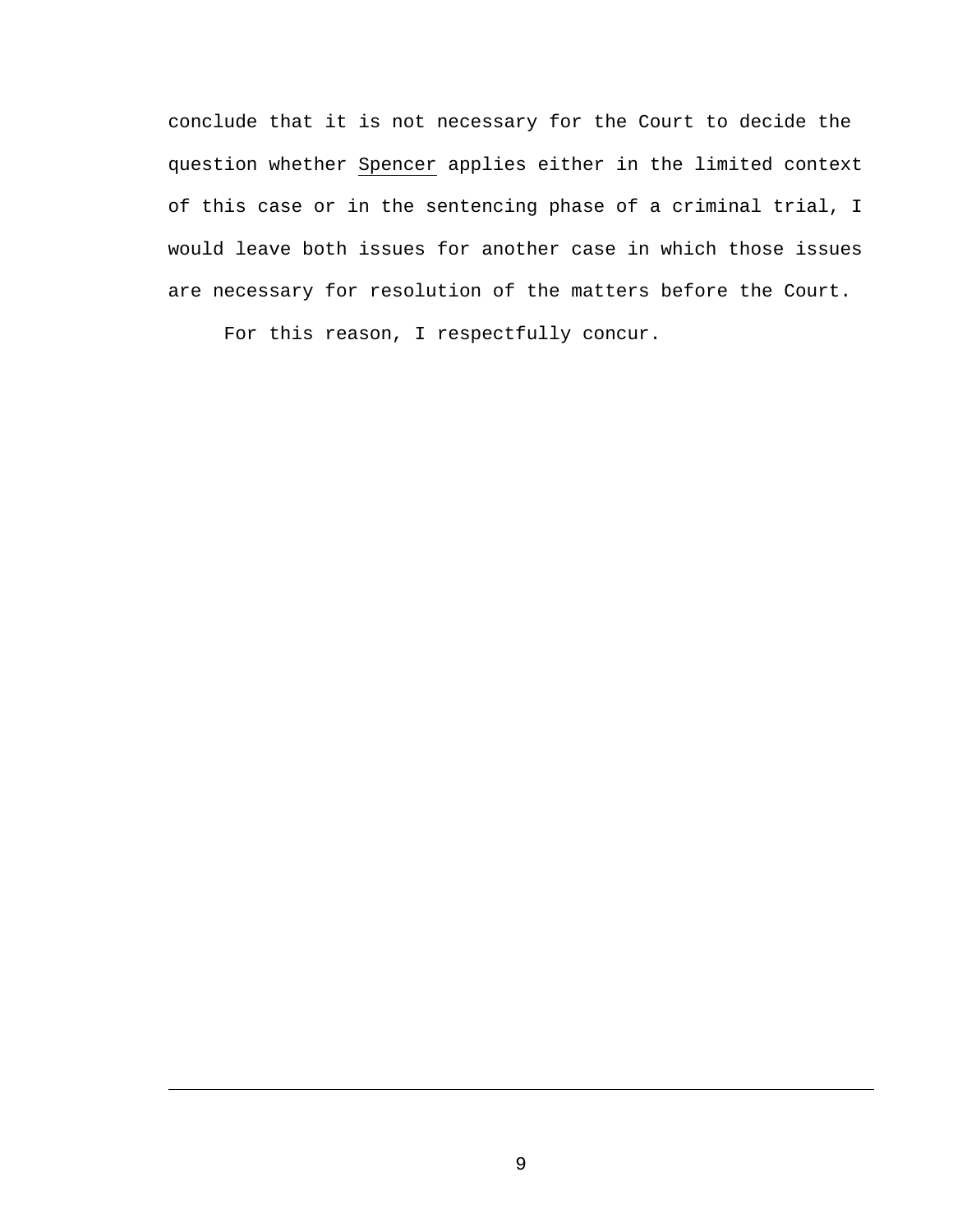conclude that it is not necessary for the Court to decide the question whether Spencer applies either in the limited context of this case or in the sentencing phase of a criminal trial, I would leave both issues for another case in which those issues are necessary for resolution of the matters before the Court.

For this reason, I respectfully concur.